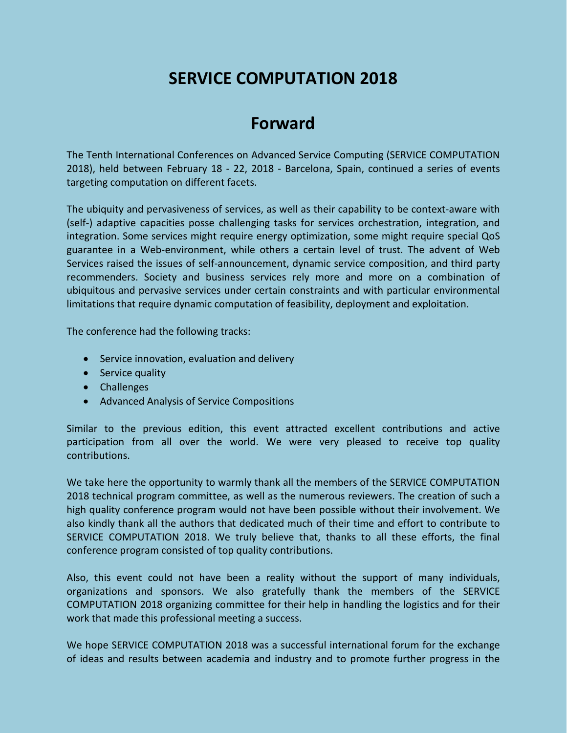# SERVICE COMPUTATION 2018

## Forward

The Tenth International Conferences on Advanced Service Computing (SERVICE COMPUTATION 2018), held between February 18 - 22, 2018 - Barcelona, Spain, continued a series of events targeting computation on different facets.

The ubiquity and pervasiveness of services, as well as their capability to be context-aware with (self-) adaptive capacities posse challenging tasks for services orchestration, integration, and integration. Some services might require energy optimization, some might require special QoS guarantee in a Web-environment, while others a certain level of trust. The advent of Web Services raised the issues of self-announcement, dynamic service composition, and third party recommenders. Society and business services rely more and more on a combination of ubiquitous and pervasive services under certain constraints and with particular environmental limitations that require dynamic computation of feasibility, deployment and exploitation.

The conference had the following tracks:

- Service innovation, evaluation and delivery
- Service quality
- Challenges
- Advanced Analysis of Service Compositions

Similar to the previous edition, this event attracted excellent contributions and active participation from all over the world. We were very pleased to receive top quality contributions.

We take here the opportunity to warmly thank all the members of the SERVICE COMPUTATION 2018 technical program committee, as well as the numerous reviewers. The creation of such a high quality conference program would not have been possible without their involvement. We also kindly thank all the authors that dedicated much of their time and effort to contribute to SERVICE COMPUTATION 2018. We truly believe that, thanks to all these efforts, the final conference program consisted of top quality contributions.

Also, this event could not have been a reality without the support of many individuals, organizations and sponsors. We also gratefully thank the members of the SERVICE COMPUTATION 2018 organizing committee for their help in handling the logistics and for their work that made this professional meeting a success.

We hope SERVICE COMPUTATION 2018 was a successful international forum for the exchange of ideas and results between academia and industry and to promote further progress in the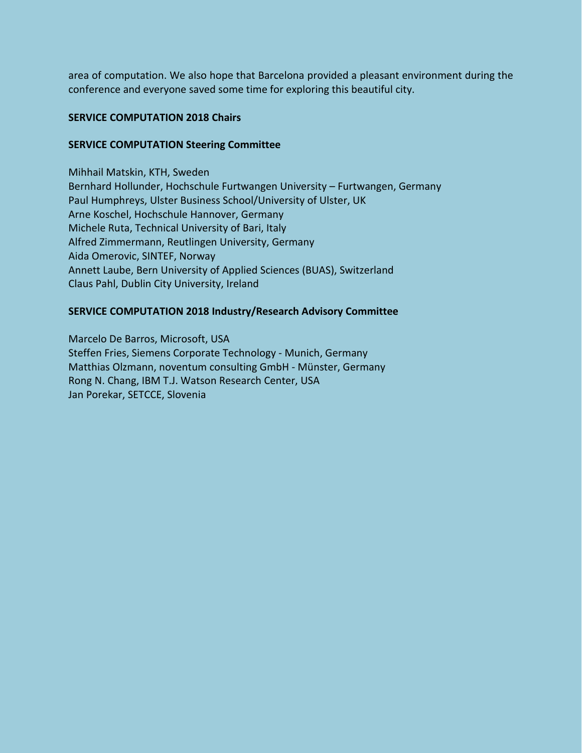area of computation. We also hope that Barcelona provided a pleasant environment during the conference and everyone saved some time for exploring this beautiful city.

**SERVICE COMPUTATION 2018 Chairs**

**SERVICE COMPUTATION Steering Committee**

Mihhail Matskin, KTH, Sweden
Bernhard Hollunder, Hochschule Furtwangen University – Furtwangen, Germany
Paul Humphreys, Ulster Business School/University of Ulster, UK
Arne Koschel, Hochschule Hannover, Germany
Michele Ruta, Technical University of Bari, Italy
Alfred Zimmermann, Reutlingen University, Germany
Aida Omerovic, SINTEF, Norway
Annett Laube, Bern University of Applied Sciences (BUAS), Switzerland
Claus Pahl, Dublin City University, Ireland

**SERVICE COMPUTATION 2018 Industry/Research Advisory Committee**

Marcelo De Barros, Microsoft, USA
Steffen Fries, Siemens Corporate Technology - Munich, Germany
Matthias Olzmann, noventum consulting GmbH - Münster, Germany
Rong N. Chang, IBM T.J. Watson Research Center, USA
Jan Porekar, SETCCE, Slovenia